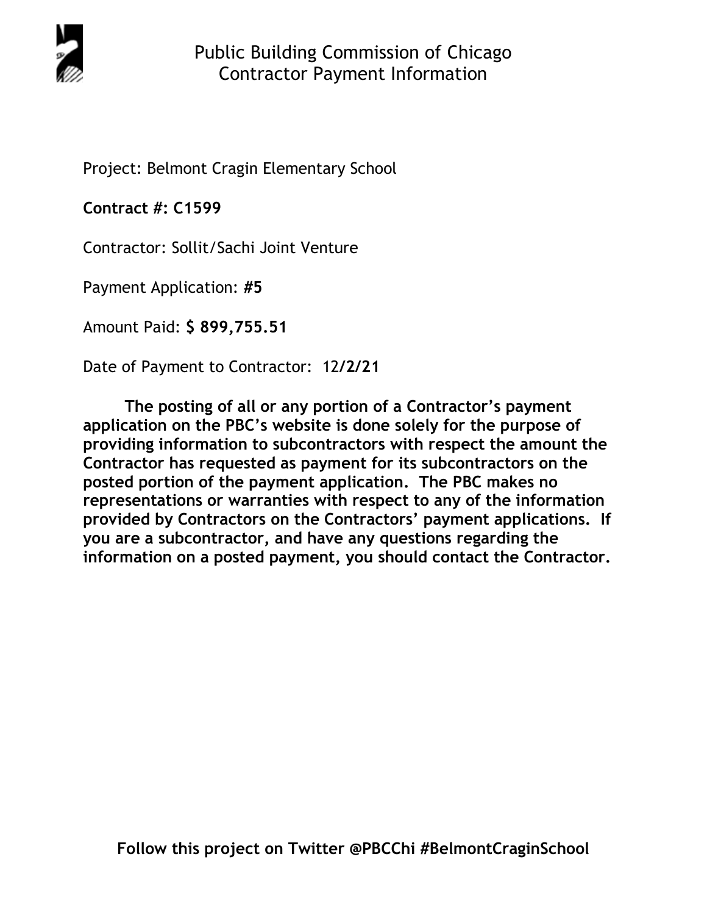# Public Building Commission of Chicago
## Contractor Payment Information

Project: Belmont Cragin Elementary School

**Contract #: C1599**

Contractor: Sollit/Sachi Joint Venture

Payment Application: **#5**

Amount Paid: **$ 899,755.51**

Date of Payment to Contractor: 12**/2/21**

**The posting of all or any portion of a Contractor's payment application on the PBC's website is done solely for the purpose of providing information to subcontractors with respect the amount the Contractor has requested as payment for its subcontractors on the posted portion of the payment application. The PBC makes no representations or warranties with respect to any of the information provided by Contractors on the Contractors' payment applications. If you are a subcontractor, and have any questions regarding the information on a posted payment, you should contact the Contractor.**

**Follow this project on Twitter @PBCChi #BelmontCraginSchool**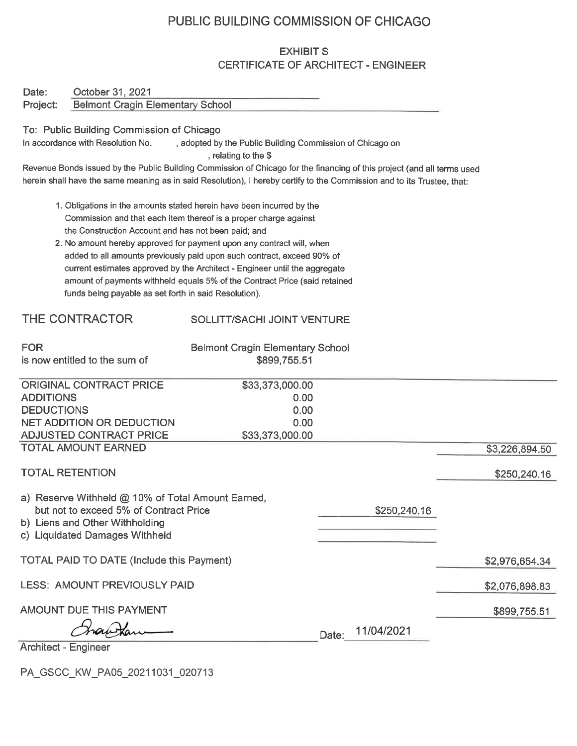# PUBLIC BUILDING COMMISSION OF CHICAGO

## EXHIBIT S
## CERTIFICATE OF ARCHITECT - ENGINEER

Date: October 31, 2021
Project: Belmont Cragin Elementary School

To: Public Building Commission of Chicago
In accordance with Resolution No. , adopted by the Public Building Commission of Chicago on , relating to the $ Revenue Bonds issued by the Public Building Commission of Chicago for the financing of this project (and all terms used herein shall have the same meaning as in said Resolution), I hereby certify to the Commission and to its Trustee, that:

1. Obligations in the amounts stated herein have been incurred by the Commission and that each item thereof is a proper charge against the Construction Account and has not been paid; and
2. No amount hereby approved for payment upon any contract will, when added to all amounts previously paid upon such contract, exceed 90% of current estimates approved by the Architect - Engineer until the aggregate amount of payments withheld equals 5% of the Contract Price (said retained funds being payable as set forth in said Resolution).

THE CONTRACTOR: SOLLITT/SACHI JOINT VENTURE

FOR: Belmont Cragin Elementary School
is now entitled to the sum of: $899,755.51

| | | | |
|---|---|---|---|
| ORIGINAL CONTRACT PRICE | $33,373,000.00 | | |
| ADDITIONS | 0.00 | | |
| DEDUCTIONS | 0.00 | | |
| NET ADDITION OR DEDUCTION | 0.00 | | |
| ADJUSTED CONTRACT PRICE | $33,373,000.00 | | |
| TOTAL AMOUNT EARNED | | | $3,226,894.50 |
| TOTAL RETENTION | | | $250,240.16 |
| a) Reserve Withheld @ 10% of Total Amount Earned, but not to exceed 5% of Contract Price | | $250,240.16 | |
| b) Liens and Other Withholding | | | |
| c) Liquidated Damages Withheld | | | |
| TOTAL PAID TO DATE (Include this Payment) | | | $2,976,654.34 |
| LESS: AMOUNT PREVIOUSLY PAID | | | $2,076,898.83 |
| AMOUNT DUE THIS PAYMENT | | | $899,755.51 |

Architect - Engineer [signature] Date: 11/04/2021

PA_GSCC_KW_PA05_20211031_020713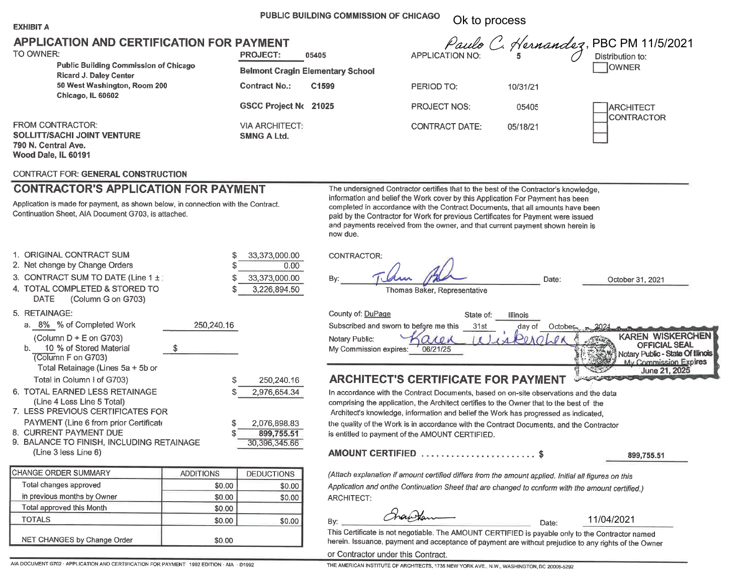PUBLIC BUILDING COMMISSION OF CHICAGO

Ok to process

Paulo C. Hernandez, PBC PM 11/5/2021

**EXHIBIT A**

## APPLICATION AND CERTIFICATION FOR PAYMENT

TO OWNER:
**Public Building Commission of Chicago**
**Ricard J. Daley Center**
**50 West Washington, Room 200**
**Chicago, IL 60602**

**PROJECT:** 05405
**Belmont Cragin Elementary School**
**Contract No.:** C1599
**GSCC Project No** 21025

APPLICATION NO: 5
PERIOD TO: 10/31/21
PROJECT NOS: 05405
CONTRACT DATE: 05/18/21

Distribution to:
☐ OWNER
☐ ARCHITECT
☐ CONTRACTOR
☐
☐

FROM CONTRACTOR:
**SOLLITT/SACHI JOINT VENTURE**
**790 N. Central Ave.**
**Wood Dale, IL 60191**

VIA ARCHITECT:
**SMNG A Ltd.**

CONTRACT FOR: **GENERAL CONSTRUCTION**

## CONTRACTOR'S APPLICATION FOR PAYMENT

Application is made for payment, as shown below, in connection with the Contract. Continuation Sheet, AIA Document G703, is attached.

1. ORIGINAL CONTRACT SUM $ 33,373,000.00
2. Net change by Change Orders $ 0.00
3. CONTRACT SUM TO DATE (Line 1 ± 2) $ 33,373,000.00
4. TOTAL COMPLETED & STORED TO DATE (Column G on G703) $ 3,226,894.50
5. RETAINAGE:
   a. 8% % of Completed Work (Column D + E on G703) 250,240.16
   b. 10 % of Stored Material (Column F on G703) $
   Total Retainage (Lines 5a + 5b or Total in Column I of G703) $ 250,240.16
6. TOTAL EARNED LESS RETAINAGE (Line 4 Less Line 5 Total) $ 2,976,654.34
7. LESS PREVIOUS CERTIFICATES FOR PAYMENT (Line 6 from prior Certificate) $ 2,076,898.83
8. CURRENT PAYMENT DUE $ **899,755.51**
9. BALANCE TO FINISH, INCLUDING RETAINAGE (Line 3 less Line 6) 30,396,345.66

| CHANGE ORDER SUMMARY | ADDITIONS | DEDUCTIONS |
|---|---|---|
| Total changes approved in previous months by Owner | $0.00 | $0.00 |
| | $0.00 | $0.00 |
| Total approved this Month | $0.00 | |
| TOTALS | $0.00 | $0.00 |
| NET CHANGES by Change Order | $0.00 | |

The undersigned Contractor certifies that to the best of the Contractor's knowledge, information and belief the Work cover by this Application For Payment has been completed in accordance with the Contract Documents, that all amounts have been paid by the Contractor for Work for previous Certificates for Payment were issued and payments received from the owner, and that current payment shown herein is now due.

CONTRACTOR:

By: *[signature]* Thomas Baker, Representative Date: October 31, 2021

County of: DuPage State of: Illinois
Subscribed and sworn to before me this 31st day of October, 2021
Notary Public: *Karen Wiskerchen*
My Commission expires: 06/21/25

KAREN WISKERCHEN
OFFICIAL SEAL
Notary Public - State Of Illinois
My Commission Expires
June 21, 2025

## ARCHITECT'S CERTIFICATE FOR PAYMENT

In accordance with the Contract Documents, based on on-site observations and the data comprising the application, the Architect certifies to the Owner that to the best of the Architect's knowledge, information and belief the Work has progressed as indicated, the quality of the Work is in accordance with the Contract Documents, and the Contractor is entitled to payment of the AMOUNT CERTIFIED.

**AMOUNT CERTIFIED** ....................... $ **899,755.51**

*(Attach explanation if amount certified differs from the amount applied. Initial all figures on this Application and onthe Continuation Sheet that are changed to conform with the amount certified.)*

ARCHITECT:

By: *[signature]* Date: 11/04/2021

This Certificate is not negotiable. The AMOUNT CERTIFIED is payable only to the Contractor named herein. Issuance, payment and acceptance of payment are without prejudice to any rights of the Owner or Contractor under this Contract.

AIA DOCUMENT G702 · APPLICATION AND CERTIFICATION FOR PAYMENT · 1992 EDITION · AIA · ©1992 THE AMERICAN INSTITUTE OF ARCHITECTS, 1735 NEW YORK AVE., N.W., WASHINGTON, DC 20006-5292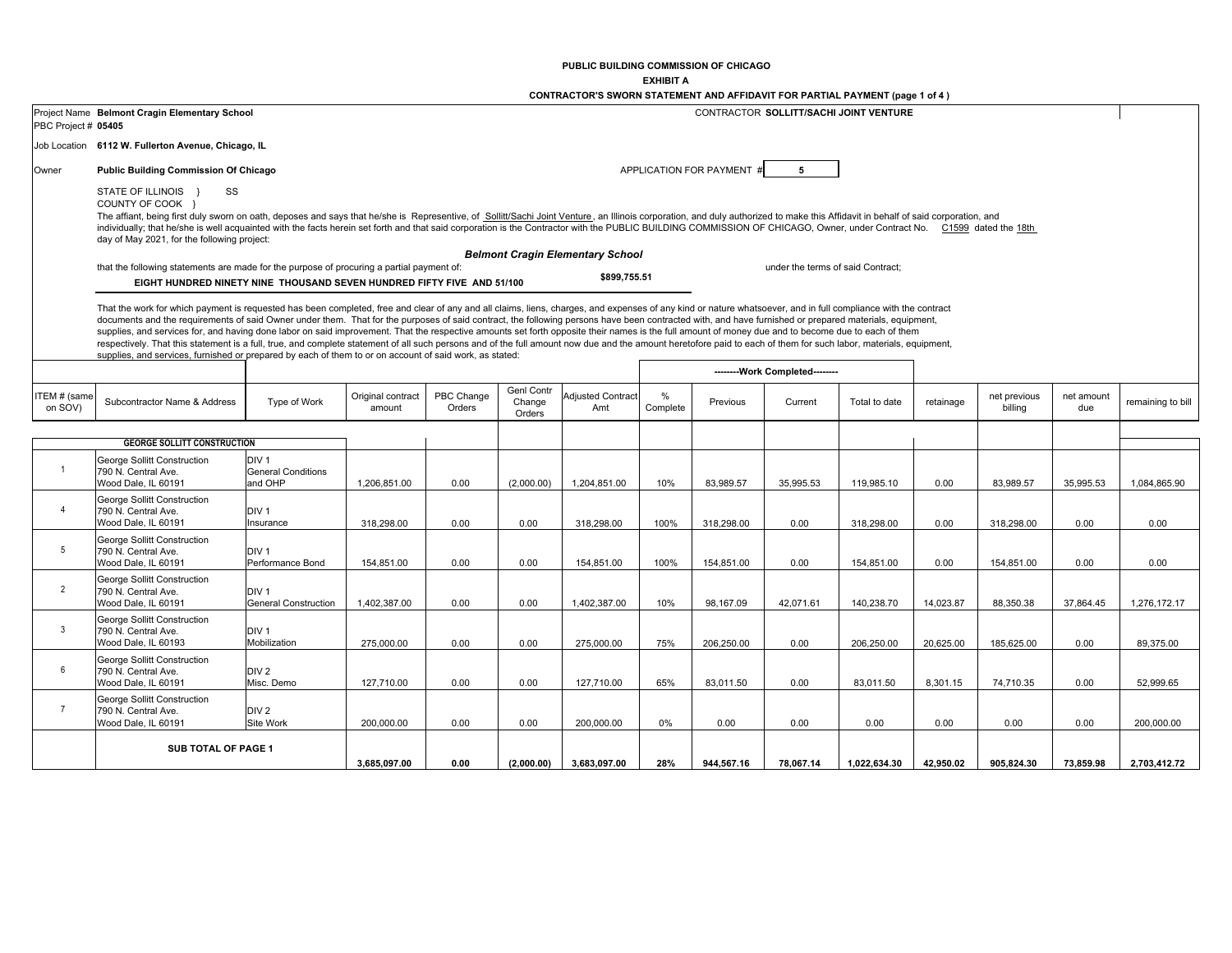**PUBLIC BUILDING COMMISSION OF CHICAGO**

**EXHIBIT A**

**CONTRACTOR'S SWORN STATEMENT AND AFFIDAVIT FOR PARTIAL PAYMENT (page 1 of 4 )**

Project Name **Belmont Cragin Elementary School**

PBC Project # **05405**

CONTRACTOR **SOLLITT/SACHI JOINT VENTURE**

Job Location **6112 W. Fullerton Avenue, Chicago, IL**

Owner **Public Building Commission Of Chicago**

APPLICATION FOR PAYMENT # **5**

STATE OF ILLINOIS } SS
COUNTY OF COOK }

The affiant, being first duly sworn on oath, deposes and says that he/she is Representive, of Sollitt/Sachi Joint Venture, an Illinois corporation, and duly authorized to make this Affidavit in behalf of said corporation, and individually; that he/she is well acquainted with the facts herein set forth and that said corporation is the Contractor with the PUBLIC BUILDING COMMISSION OF CHICAGO, Owner, under Contract No. C1599 dated the 18th day of May 2021, for the following project:

***Belmont Cragin Elementary School***

that the following statements are made for the purpose of procuring a partial payment of: **$899,755.51** under the terms of said Contract;

**EIGHT HUNDRED NINETY NINE THOUSAND SEVEN HUNDRED FIFTY FIVE AND 51/100**

That the work for which payment is requested has been completed, free and clear of any and all claims, liens, charges, and expenses of any kind or nature whatsoever, and in full compliance with the contract documents and the requirements of said Owner under them. That for the purposes of said contract, the following persons have been contracted with, and have furnished or prepared materials, equipment, supplies, and services for, and having done labor on said improvement. That the respective amounts set forth opposite their names is the full amount of money due and to become due to each of them respectively. That this statement is a full, true, and complete statement of all such persons and of the full amount now due and the amount heretofore paid to each of them for such labor, materials, equipment, supplies, and services, furnished or prepared by each of them to or on account of said work, as stated:

| | | | | | | | | --------Work Completed-------- | | | | | | |
|---|---|---|---|---|---|---|---|---|---|---|---|---|---|---|
| ITEM # (same on SOV) | Subcontractor Name & Address | Type of Work | Original contract amount | PBC Change Orders | Genl Contr Change Orders | Adjusted Contract Amt | % Complete | Previous | Current | Total to date | retainage | net previous billing | net amount due | remaining to bill |
| | **GEORGE SOLLITT CONSTRUCTION** | | | | | | | | | | | | | |
| 1 | George Sollitt Construction 790 N. Central Ave. Wood Dale, IL 60191 | DIV 1 General Conditions and OHP | 1,206,851.00 | 0.00 | (2,000.00) | 1,204,851.00 | 10% | 83,989.57 | 35,995.53 | 119,985.10 | 0.00 | 83,989.57 | 35,995.53 | 1,084,865.90 |
| 4 | George Sollitt Construction 790 N. Central Ave. Wood Dale, IL 60191 | DIV 1 Insurance | 318,298.00 | 0.00 | 0.00 | 318,298.00 | 100% | 318,298.00 | 0.00 | 318,298.00 | 0.00 | 318,298.00 | 0.00 | 0.00 |
| 5 | George Sollitt Construction 790 N. Central Ave. Wood Dale, IL 60191 | DIV 1 Performance Bond | 154,851.00 | 0.00 | 0.00 | 154,851.00 | 100% | 154,851.00 | 0.00 | 154,851.00 | 0.00 | 154,851.00 | 0.00 | 0.00 |
| 2 | George Sollitt Construction 790 N. Central Ave. Wood Dale, IL 60191 | DIV 1 General Construction | 1,402,387.00 | 0.00 | 0.00 | 1,402,387.00 | 10% | 98,167.09 | 42,071.61 | 140,238.70 | 14,023.87 | 88,350.38 | 37,864.45 | 1,276,172.17 |
| 3 | George Sollitt Construction 790 N. Central Ave. Wood Dale, IL 60193 | DIV 1 Mobilization | 275,000.00 | 0.00 | 0.00 | 275,000.00 | 75% | 206,250.00 | 0.00 | 206,250.00 | 20,625.00 | 185,625.00 | 0.00 | 89,375.00 |
| 6 | George Sollitt Construction 790 N. Central Ave. Wood Dale, IL 60191 | DIV 2 Misc. Demo | 127,710.00 | 0.00 | 0.00 | 127,710.00 | 65% | 83,011.50 | 0.00 | 83,011.50 | 8,301.15 | 74,710.35 | 0.00 | 52,999.65 |
| 7 | George Sollitt Construction 790 N. Central Ave. Wood Dale, IL 60191 | DIV 2 Site Work | 200,000.00 | 0.00 | 0.00 | 200,000.00 | 0% | 0.00 | 0.00 | 0.00 | 0.00 | 0.00 | 0.00 | 200,000.00 |
| | **SUB TOTAL OF PAGE 1** | | **3,685,097.00** | **0.00** | **(2,000.00)** | **3,683,097.00** | **28%** | **944,567.16** | **78,067.14** | **1,022,634.30** | **42,950.02** | **905,824.30** | **73,859.98** | **2,703,412.72** |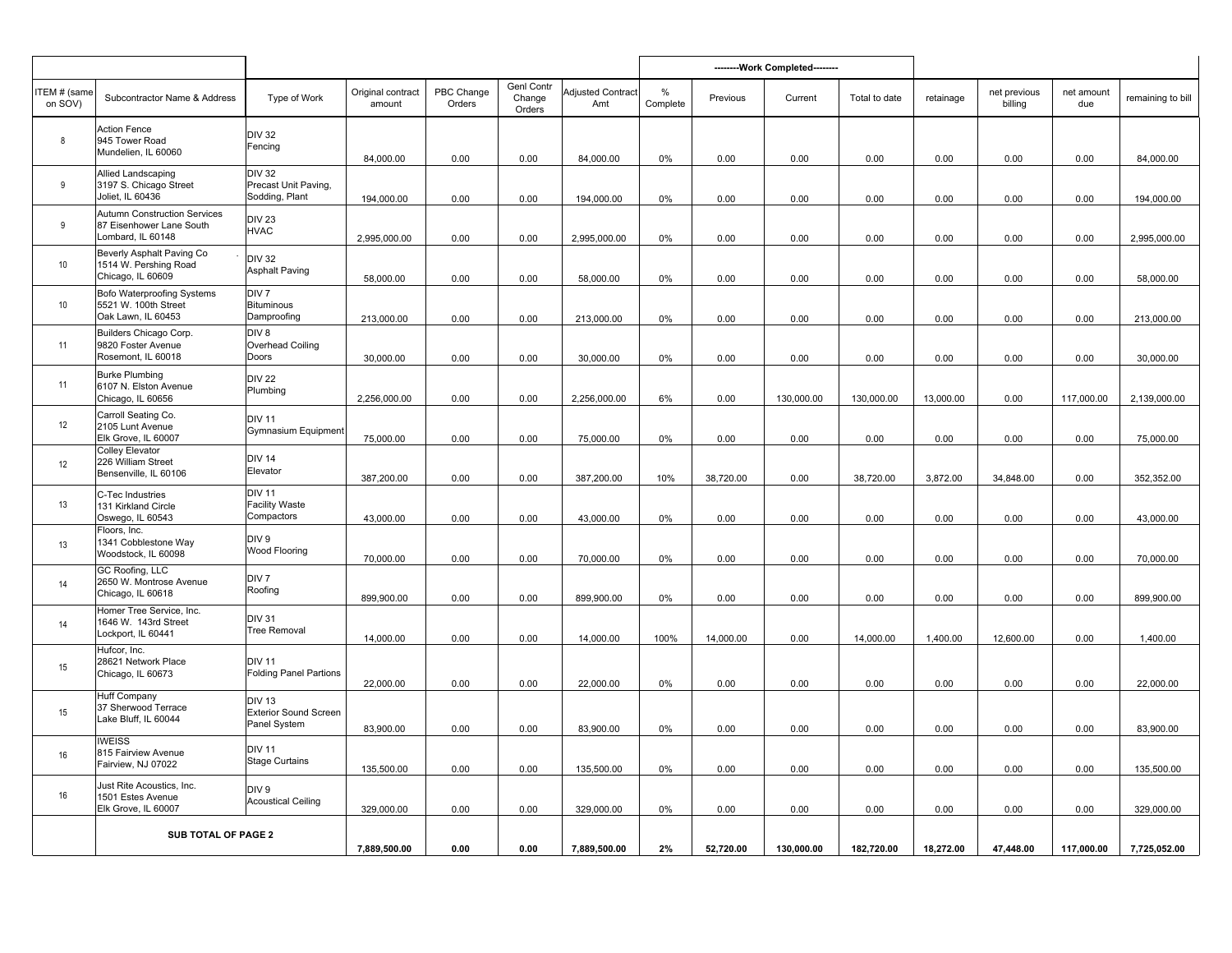| | | | | | | | --------Work Completed-------- | | | | | | | |
|---|---|---|---|---|---|---|---|---|---|---|---|---|---|---|
| ITEM # (same on SOV) | Subcontractor Name & Address | Type of Work | Original contract amount | PBC Change Orders | Genl Contr Change Orders | Adjusted Contract Amt | % Complete | Previous | Current | Total to date | retainage | net previous billing | net amount due | remaining to bill |
| 8 | Action Fence 945 Tower Road Mundelien, IL 60060 | DIV 32 Fencing | 84,000.00 | 0.00 | 0.00 | 84,000.00 | 0% | 0.00 | 0.00 | 0.00 | 0.00 | 0.00 | 0.00 | 84,000.00 |
| 9 | Allied Landscaping 3197 S. Chicago Street Joliet, IL 60436 | DIV 32 Precast Unit Paving, Sodding, Plant | 194,000.00 | 0.00 | 0.00 | 194,000.00 | 0% | 0.00 | 0.00 | 0.00 | 0.00 | 0.00 | 0.00 | 194,000.00 |
| 9 | Autumn Construction Services 87 Eisenhower Lane South Lombard, IL 60148 | DIV 23 HVAC | 2,995,000.00 | 0.00 | 0.00 | 2,995,000.00 | 0% | 0.00 | 0.00 | 0.00 | 0.00 | 0.00 | 0.00 | 2,995,000.00 |
| 10 | Beverly Asphalt Paving Co 1514 W. Pershing Road Chicago, IL 60609 | DIV 32 Asphalt Paving | 58,000.00 | 0.00 | 0.00 | 58,000.00 | 0% | 0.00 | 0.00 | 0.00 | 0.00 | 0.00 | 0.00 | 58,000.00 |
| 10 | Bofo Waterproofing Systems 5521 W. 100th Street Oak Lawn, IL 60453 | DIV 7 Bituminous Dampproofing | 213,000.00 | 0.00 | 0.00 | 213,000.00 | 0% | 0.00 | 0.00 | 0.00 | 0.00 | 0.00 | 0.00 | 213,000.00 |
| 11 | Builders Chicago Corp. 9820 Foster Avenue Rosemont, IL 60018 | DIV 8 Overhead Coiling Doors | 30,000.00 | 0.00 | 0.00 | 30,000.00 | 0% | 0.00 | 0.00 | 0.00 | 0.00 | 0.00 | 0.00 | 30,000.00 |
| 11 | Burke Plumbing 6107 N. Elston Avenue Chicago, IL 60656 | DIV 22 Plumbing | 2,256,000.00 | 0.00 | 0.00 | 2,256,000.00 | 6% | 0.00 | 130,000.00 | 130,000.00 | 13,000.00 | 0.00 | 117,000.00 | 2,139,000.00 |
| 12 | Carroll Seating Co. 2105 Lunt Avenue Elk Grove, IL 60007 | DIV 11 Gymnasium Equipment | 75,000.00 | 0.00 | 0.00 | 75,000.00 | 0% | 0.00 | 0.00 | 0.00 | 0.00 | 0.00 | 0.00 | 75,000.00 |
| 12 | Colley Elevator 226 William Street Bensenville, IL 60106 | DIV 14 Elevator | 387,200.00 | 0.00 | 0.00 | 387,200.00 | 10% | 38,720.00 | 0.00 | 38,720.00 | 3,872.00 | 34,848.00 | 0.00 | 352,352.00 |
| 13 | C-Tec Industries 131 Kirkland Circle Oswego, IL 60543 | DIV 11 Facility Waste Compactors | 43,000.00 | 0.00 | 0.00 | 43,000.00 | 0% | 0.00 | 0.00 | 0.00 | 0.00 | 0.00 | 0.00 | 43,000.00 |
| 13 | Floors, Inc. 1341 Cobblestone Way Woodstock, IL 60098 | DIV 9 Wood Flooring | 70,000.00 | 0.00 | 0.00 | 70,000.00 | 0% | 0.00 | 0.00 | 0.00 | 0.00 | 0.00 | 0.00 | 70,000.00 |
| 14 | GC Roofing, LLC 2650 W. Montrose Avenue Chicago, IL 60618 | DIV 7 Roofing | 899,900.00 | 0.00 | 0.00 | 899,900.00 | 0% | 0.00 | 0.00 | 0.00 | 0.00 | 0.00 | 0.00 | 899,900.00 |
| 14 | Homer Tree Service, Inc. 1646 W. 143rd Street Lockport, IL 60441 | DIV 31 Tree Removal | 14,000.00 | 0.00 | 0.00 | 14,000.00 | 100% | 14,000.00 | 0.00 | 14,000.00 | 1,400.00 | 12,600.00 | 0.00 | 1,400.00 |
| 15 | Hufcor, Inc. 28621 Network Place Chicago, IL 60673 | DIV 11 Folding Panel Partions | 22,000.00 | 0.00 | 0.00 | 22,000.00 | 0% | 0.00 | 0.00 | 0.00 | 0.00 | 0.00 | 0.00 | 22,000.00 |
| 15 | Huff Company 37 Sherwood Terrace Lake Bluff, IL 60044 | DIV 13 Exterior Sound Screen Panel System | 83,900.00 | 0.00 | 0.00 | 83,900.00 | 0% | 0.00 | 0.00 | 0.00 | 0.00 | 0.00 | 0.00 | 83,900.00 |
| 16 | IWEISS 815 Fairview Avenue Fairview, NJ 07022 | DIV 11 Stage Curtains | 135,500.00 | 0.00 | 0.00 | 135,500.00 | 0% | 0.00 | 0.00 | 0.00 | 0.00 | 0.00 | 0.00 | 135,500.00 |
| 16 | Just Rite Acoustics, Inc. 1501 Estes Avenue Elk Grove, IL 60007 | DIV 9 Acoustical Ceiling | 329,000.00 | 0.00 | 0.00 | 329,000.00 | 0% | 0.00 | 0.00 | 0.00 | 0.00 | 0.00 | 0.00 | 329,000.00 |
| | **SUB TOTAL OF PAGE 2** | | **7,889,500.00** | **0.00** | **0.00** | **7,889,500.00** | **2%** | **52,720.00** | **130,000.00** | **182,720.00** | **18,272.00** | **47,448.00** | **117,000.00** | **7,725,052.00** |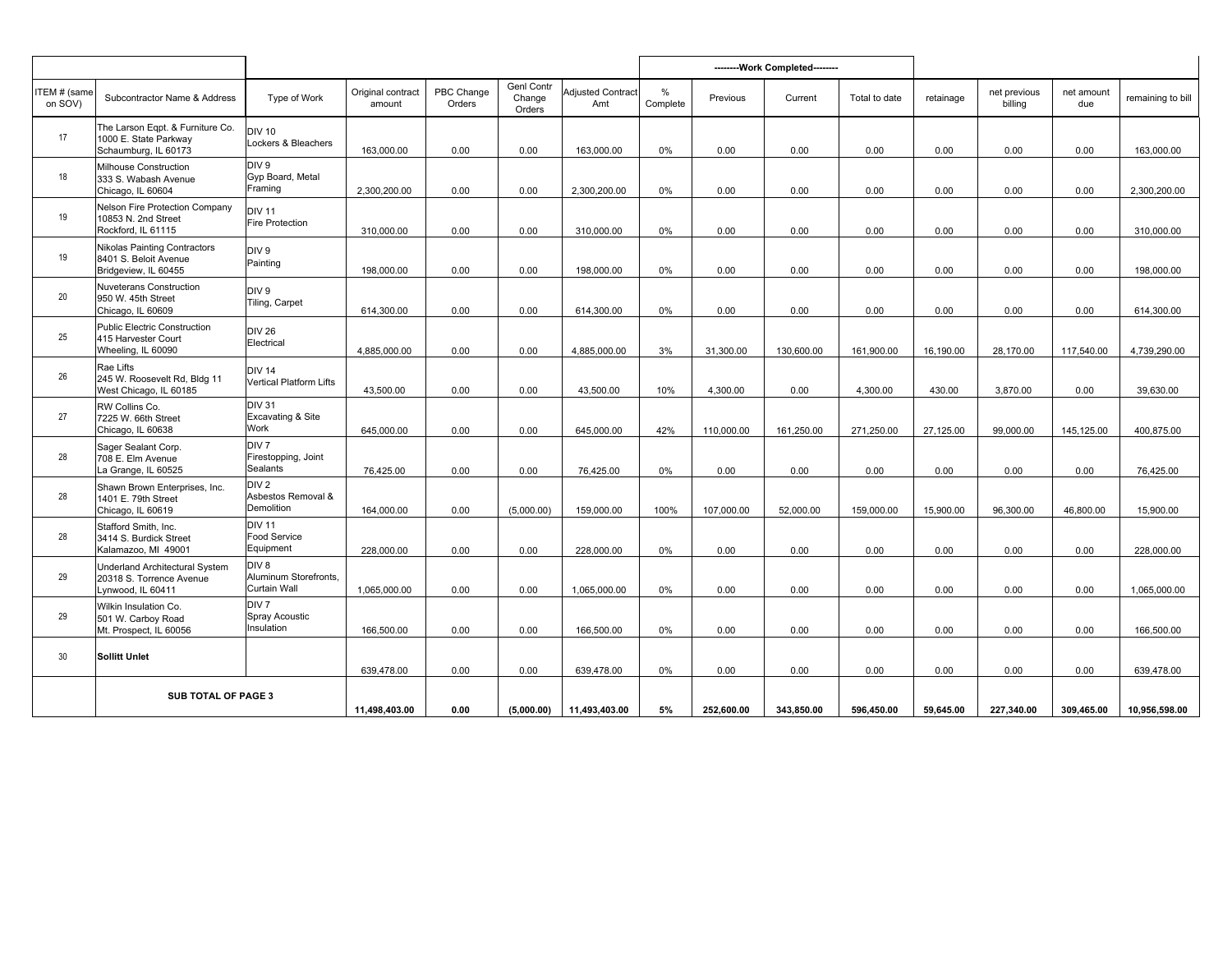| | | | | | | | --------Work Completed-------- | | | | | | | |
|---|---|---|---|---|---|---|---|---|---|---|---|---|---|---|
| ITEM # (same on SOV) | Subcontractor Name & Address | Type of Work | Original contract amount | PBC Change Orders | Genl Contr Change Orders | Adjusted Contract Amt | % Complete | Previous | Current | Total to date | retainage | net previous billing | net amount due | remaining to bill |
| 17 | The Larson Eqpt. & Furniture Co.<br>1000 E. State Parkway<br>Schaumburg, IL 60173 | DIV 10<br>Lockers & Bleachers | 163,000.00 | 0.00 | 0.00 | 163,000.00 | 0% | 0.00 | 0.00 | 0.00 | 0.00 | 0.00 | 0.00 | 163,000.00 |
| 18 | Milhouse Construction<br>333 S. Wabash Avenue<br>Chicago, IL 60604 | DIV 9<br>Gyp Board, Metal Framing | 2,300,200.00 | 0.00 | 0.00 | 2,300,200.00 | 0% | 0.00 | 0.00 | 0.00 | 0.00 | 0.00 | 0.00 | 2,300,200.00 |
| 19 | Nelson Fire Protection Company<br>10853 N. 2nd Street<br>Rockford, IL 61115 | DIV 11<br>Fire Protection | 310,000.00 | 0.00 | 0.00 | 310,000.00 | 0% | 0.00 | 0.00 | 0.00 | 0.00 | 0.00 | 0.00 | 310,000.00 |
| 19 | Nikolas Painting Contractors<br>8401 S. Beloit Avenue<br>Bridgeview, IL 60455 | DIV 9<br>Painting | 198,000.00 | 0.00 | 0.00 | 198,000.00 | 0% | 0.00 | 0.00 | 0.00 | 0.00 | 0.00 | 0.00 | 198,000.00 |
| 20 | Nuveterans Construction<br>950 W. 45th Street<br>Chicago, IL 60609 | DIV 9<br>Tiling, Carpet | 614,300.00 | 0.00 | 0.00 | 614,300.00 | 0% | 0.00 | 0.00 | 0.00 | 0.00 | 0.00 | 0.00 | 614,300.00 |
| 25 | Public Electric Construction<br>415 Harvester Court<br>Wheeling, IL 60090 | DIV 26<br>Electrical | 4,885,000.00 | 0.00 | 0.00 | 4,885,000.00 | 3% | 31,300.00 | 130,600.00 | 161,900.00 | 16,190.00 | 28,170.00 | 117,540.00 | 4,739,290.00 |
| 26 | Rae Lifts<br>245 W. Roosevelt Rd, Bldg 11<br>West Chicago, IL 60185 | DIV 14<br>Vertical Platform Lifts | 43,500.00 | 0.00 | 0.00 | 43,500.00 | 10% | 4,300.00 | 0.00 | 4,300.00 | 430.00 | 3,870.00 | 0.00 | 39,630.00 |
| 27 | RW Collins Co.<br>7225 W. 66th Street<br>Chicago, IL 60638 | DIV 31<br>Excavating & Site Work | 645,000.00 | 0.00 | 0.00 | 645,000.00 | 42% | 110,000.00 | 161,250.00 | 271,250.00 | 27,125.00 | 99,000.00 | 145,125.00 | 400,875.00 |
| 28 | Sager Sealant Corp.<br>708 E. Elm Avenue<br>La Grange, IL 60525 | DIV 7<br>Firestopping, Joint Sealants | 76,425.00 | 0.00 | 0.00 | 76,425.00 | 0% | 0.00 | 0.00 | 0.00 | 0.00 | 0.00 | 0.00 | 76,425.00 |
| 28 | Shawn Brown Enterprises, Inc.<br>1401 E. 79th Street<br>Chicago, IL 60619 | DIV 2<br>Asbestos Removal & Demolition | 164,000.00 | 0.00 | (5,000.00) | 159,000.00 | 100% | 107,000.00 | 52,000.00 | 159,000.00 | 15,900.00 | 96,300.00 | 46,800.00 | 15,900.00 |
| 28 | Stafford Smith, Inc.<br>3414 S. Burdick Street<br>Kalamazoo, MI 49001 | DIV 11<br>Food Service Equipment | 228,000.00 | 0.00 | 0.00 | 228,000.00 | 0% | 0.00 | 0.00 | 0.00 | 0.00 | 0.00 | 0.00 | 228,000.00 |
| 29 | Underland Architectural System<br>20318 S. Torrence Avenue<br>Lynwood, IL 60411 | DIV 8<br>Aluminum Storefronts, Curtain Wall | 1,065,000.00 | 0.00 | 0.00 | 1,065,000.00 | 0% | 0.00 | 0.00 | 0.00 | 0.00 | 0.00 | 0.00 | 1,065,000.00 |
| 29 | Wilkin Insulation Co.<br>501 W. Carboy Road<br>Mt. Prospect, IL 60056 | DIV 7<br>Spray Acoustic Insulation | 166,500.00 | 0.00 | 0.00 | 166,500.00 | 0% | 0.00 | 0.00 | 0.00 | 0.00 | 0.00 | 0.00 | 166,500.00 |
| 30 | **Sollitt Unlet** | | 639,478.00 | 0.00 | 0.00 | 639,478.00 | 0% | 0.00 | 0.00 | 0.00 | 0.00 | 0.00 | 0.00 | 639,478.00 |
| | **SUB TOTAL OF PAGE 3** | | **11,498,403.00** | **0.00** | **(5,000.00)** | **11,493,403.00** | **5%** | **252,600.00** | **343,850.00** | **596,450.00** | **59,645.00** | **227,340.00** | **309,465.00** | **10,956,598.00** |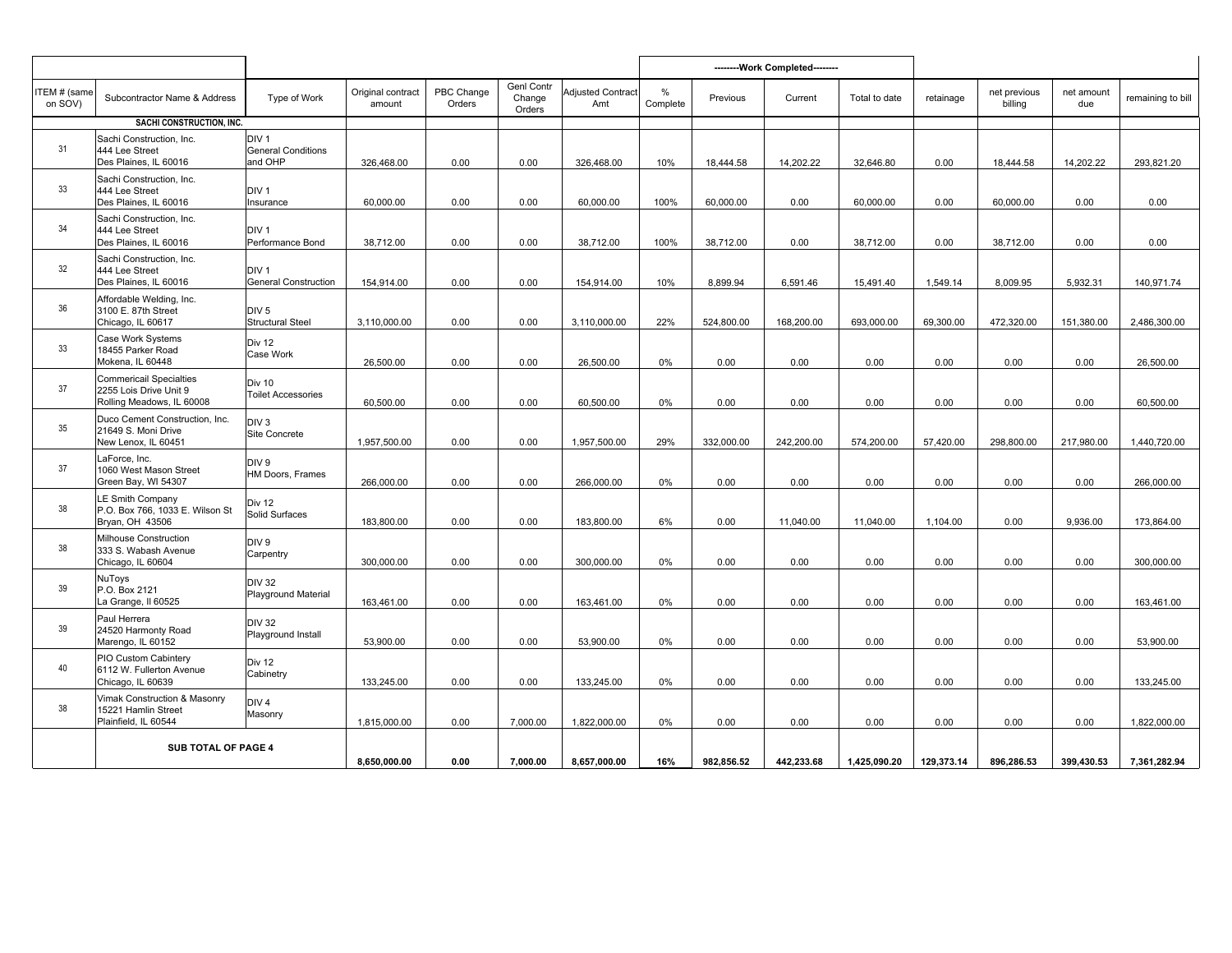| | | | | | | | | --------Work Completed-------- | | | | | | |
|---|---|---|---|---|---|---|---|---|---|---|---|---|---|---|
| ITEM # (same on SOV) | Subcontractor Name & Address | Type of Work | Original contract amount | PBC Change Orders | Genl Contr Change Orders | Adjusted Contract Amt | % Complete | Previous | Current | Total to date | retainage | net previous billing | net amount due | remaining to bill |
| | **SACHI CONSTRUCTION, INC.** | | | | | | | | | | | | | |
| 31 | Sachi Construction, Inc.<br>444 Lee Street<br>Des Plaines, IL 60016 | DIV 1<br>General Conditions and OHP | 326,468.00 | 0.00 | 0.00 | 326,468.00 | 10% | 18,444.58 | 14,202.22 | 32,646.80 | 0.00 | 18,444.58 | 14,202.22 | 293,821.20 |
| 33 | Sachi Construction, Inc.<br>444 Lee Street<br>Des Plaines, IL 60016 | DIV 1<br>Insurance | 60,000.00 | 0.00 | 0.00 | 60,000.00 | 100% | 60,000.00 | 0.00 | 60,000.00 | 0.00 | 60,000.00 | 0.00 | 0.00 |
| 34 | Sachi Construction, Inc.<br>444 Lee Street<br>Des Plaines, IL 60016 | DIV 1<br>Performance Bond | 38,712.00 | 0.00 | 0.00 | 38,712.00 | 100% | 38,712.00 | 0.00 | 38,712.00 | 0.00 | 38,712.00 | 0.00 | 0.00 |
| 32 | Sachi Construction, Inc.<br>444 Lee Street<br>Des Plaines, IL 60016 | DIV 1<br>General Construction | 154,914.00 | 0.00 | 0.00 | 154,914.00 | 10% | 8,899.94 | 6,591.46 | 15,491.40 | 1,549.14 | 8,009.95 | 5,932.31 | 140,971.74 |
| 36 | Affordable Welding, Inc.<br>3100 E. 87th Street<br>Chicago, IL 60617 | DIV 5<br>Structural Steel | 3,110,000.00 | 0.00 | 0.00 | 3,110,000.00 | 22% | 524,800.00 | 168,200.00 | 693,000.00 | 69,300.00 | 472,320.00 | 151,380.00 | 2,486,300.00 |
| 33 | Case Work Systems<br>18455 Parker Road<br>Mokena, IL 60448 | Div 12<br>Case Work | 26,500.00 | 0.00 | 0.00 | 26,500.00 | 0% | 0.00 | 0.00 | 0.00 | 0.00 | 0.00 | 0.00 | 26,500.00 |
| 37 | Commericail Specialties<br>2255 Lois Drive Unit 9<br>Rolling Meadows, IL 60008 | Div 10<br>Toilet Accessories | 60,500.00 | 0.00 | 0.00 | 60,500.00 | 0% | 0.00 | 0.00 | 0.00 | 0.00 | 0.00 | 0.00 | 60,500.00 |
| 35 | Duco Cement Construction, Inc.<br>21649 S. Moni Drive<br>New Lenox, IL 60451 | DIV 3<br>Site Concrete | 1,957,500.00 | 0.00 | 0.00 | 1,957,500.00 | 29% | 332,000.00 | 242,200.00 | 574,200.00 | 57,420.00 | 298,800.00 | 217,980.00 | 1,440,720.00 |
| 37 | LaForce, Inc.<br>1060 West Mason Street<br>Green Bay, WI 54307 | DIV 9<br>HM Doors, Frames | 266,000.00 | 0.00 | 0.00 | 266,000.00 | 0% | 0.00 | 0.00 | 0.00 | 0.00 | 0.00 | 0.00 | 266,000.00 |
| 38 | LE Smith Company<br>P.O. Box 766, 1033 E. Wilson St<br>Bryan, OH 43506 | Div 12<br>Solid Surfaces | 183,800.00 | 0.00 | 0.00 | 183,800.00 | 6% | 0.00 | 11,040.00 | 11,040.00 | 1,104.00 | 0.00 | 9,936.00 | 173,864.00 |
| 38 | Milhouse Construction<br>333 S. Wabash Avenue<br>Chicago, IL 60604 | DIV 9<br>Carpentry | 300,000.00 | 0.00 | 0.00 | 300,000.00 | 0% | 0.00 | 0.00 | 0.00 | 0.00 | 0.00 | 0.00 | 300,000.00 |
| 39 | NuToys<br>P.O. Box 2121<br>La Grange, Il 60525 | DIV 32<br>Playground Material | 163,461.00 | 0.00 | 0.00 | 163,461.00 | 0% | 0.00 | 0.00 | 0.00 | 0.00 | 0.00 | 0.00 | 163,461.00 |
| 39 | Paul Herrera<br>24520 Harmonty Road<br>Marengo, IL 60152 | DIV 32<br>Playground Install | 53,900.00 | 0.00 | 0.00 | 53,900.00 | 0% | 0.00 | 0.00 | 0.00 | 0.00 | 0.00 | 0.00 | 53,900.00 |
| 40 | PIO Custom Cabintery<br>6112 W. Fullerton Avenue<br>Chicago, IL 60639 | Div 12<br>Cabinetry | 133,245.00 | 0.00 | 0.00 | 133,245.00 | 0% | 0.00 | 0.00 | 0.00 | 0.00 | 0.00 | 0.00 | 133,245.00 |
| 38 | Vimak Construction & Masonry<br>15221 Hamlin Street<br>Plainfield, IL 60544 | DIV 4<br>Masonry | 1,815,000.00 | 0.00 | 7,000.00 | 1,822,000.00 | 0% | 0.00 | 0.00 | 0.00 | 0.00 | 0.00 | 0.00 | 1,822,000.00 |
| | **SUB TOTAL OF PAGE 4** | | **8,650,000.00** | **0.00** | **7,000.00** | **8,657,000.00** | **16%** | **982,856.52** | **442,233.68** | **1,425,090.20** | **129,373.14** | **896,286.53** | **399,430.53** | **7,361,282.94** |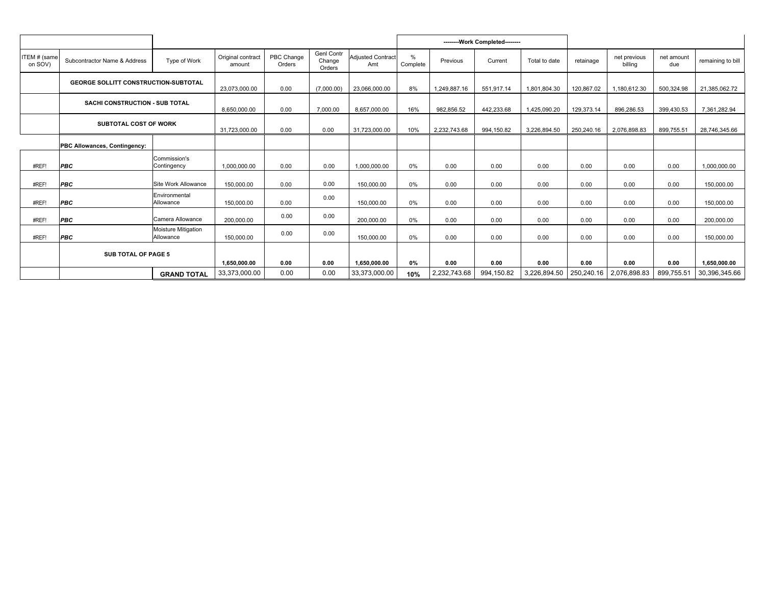| | | | | | | | | --------Work Completed-------- | | | | | | |
|---|---|---|---|---|---|---|---|---|---|---|---|---|---|---|
| ITEM # (same on SOV) | Subcontractor Name & Address | Type of Work | Original contract amount | PBC Change Orders | Genl Contr Change Orders | Adjusted Contract Amt | % Complete | Previous | Current | Total to date | retainage | net previous billing | net amount due | remaining to bill |
| | **GEORGE SOLLITT CONSTRUCTION-SUBTOTAL** | | 23,073,000.00 | 0.00 | (7,000.00) | 23,066,000.00 | 8% | 1,249,887.16 | 551,917.14 | 1,801,804.30 | 120,867.02 | 1,180,612.30 | 500,324.98 | 21,385,062.72 |
| | **SACHI CONSTRUCTION - SUB TOTAL** | | 8,650,000.00 | 0.00 | 7,000.00 | 8,657,000.00 | 16% | 982,856.52 | 442,233.68 | 1,425,090.20 | 129,373.14 | 896,286.53 | 399,430.53 | 7,361,282.94 |
| | **SUBTOTAL COST OF WORK** | | 31,723,000.00 | 0.00 | 0.00 | 31,723,000.00 | 10% | 2,232,743.68 | 994,150.82 | 3,226,894.50 | 250,240.16 | 2,076,898.83 | 899,755.51 | 28,746,345.66 |
| | **PBC Allowances, Contingency:** | | | | | | | | | | | | | |
| #REF! | ***PBC*** | Commission's Contingency | 1,000,000.00 | 0.00 | 0.00 | 1,000,000.00 | 0% | 0.00 | 0.00 | 0.00 | 0.00 | 0.00 | 0.00 | 1,000,000.00 |
| #REF! | ***PBC*** | Site Work Allowance | 150,000.00 | 0.00 | 0.00 | 150,000.00 | 0% | 0.00 | 0.00 | 0.00 | 0.00 | 0.00 | 0.00 | 150,000.00 |
| #REF! | ***PBC*** | Environmental Allowance | 150,000.00 | 0.00 | 0.00 | 150,000.00 | 0% | 0.00 | 0.00 | 0.00 | 0.00 | 0.00 | 0.00 | 150,000.00 |
| #REF! | ***PBC*** | Camera Allowance | 200,000.00 | 0.00 | 0.00 | 200,000.00 | 0% | 0.00 | 0.00 | 0.00 | 0.00 | 0.00 | 0.00 | 200,000.00 |
| #REF! | ***PBC*** | Moisture Mitigation Allowance | 150,000.00 | 0.00 | 0.00 | 150,000.00 | 0% | 0.00 | 0.00 | 0.00 | 0.00 | 0.00 | 0.00 | 150,000.00 |
| | **SUB TOTAL OF PAGE 5** | | **1,650,000.00** | **0.00** | **0.00** | **1,650,000.00** | **0%** | **0.00** | **0.00** | **0.00** | **0.00** | **0.00** | **0.00** | **1,650,000.00** |
| | | **GRAND TOTAL** | 33,373,000.00 | 0.00 | 0.00 | 33,373,000.00 | **10%** | 2,232,743.68 | 994,150.82 | 3,226,894.50 | 250,240.16 | 2,076,898.83 | 899,755.51 | 30,396,345.66 |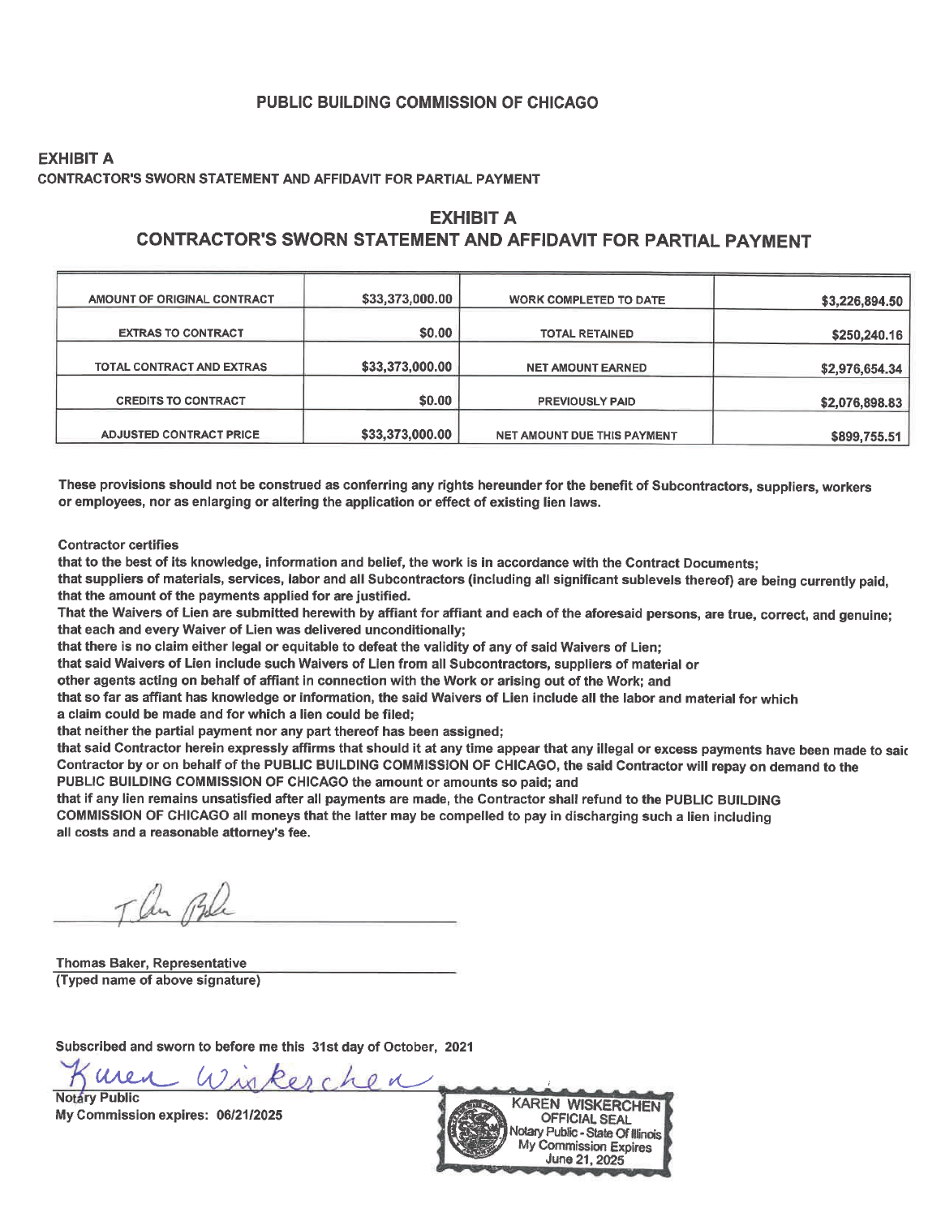**PUBLIC BUILDING COMMISSION OF CHICAGO**

**EXHIBIT A**
**CONTRACTOR'S SWORN STATEMENT AND AFFIDAVIT FOR PARTIAL PAYMENT**

## EXHIBIT A
## CONTRACTOR'S SWORN STATEMENT AND AFFIDAVIT FOR PARTIAL PAYMENT

| | | | |
|---|---|---|---|
| AMOUNT OF ORIGINAL CONTRACT | $33,373,000.00 | WORK COMPLETED TO DATE | $3,226,894.50 |
| EXTRAS TO CONTRACT | $0.00 | TOTAL RETAINED | $250,240.16 |
| TOTAL CONTRACT AND EXTRAS | $33,373,000.00 | NET AMOUNT EARNED | $2,976,654.34 |
| CREDITS TO CONTRACT | $0.00 | PREVIOUSLY PAID | $2,076,898.83 |
| ADJUSTED CONTRACT PRICE | $33,373,000.00 | NET AMOUNT DUE THIS PAYMENT | $899,755.51 |

**These provisions should not be construed as conferring any rights hereunder for the benefit of Subcontractors, suppliers, workers or employees, nor as enlarging or altering the application or effect of existing lien laws.**

Contractor certifies
that to the best of its knowledge, information and belief, the work is in accordance with the Contract Documents;
that suppliers of materials, services, labor and all Subcontractors (including all significant sublevels thereof) are being currently paid, that the amount of the payments applied for are justified.
That the Waivers of Lien are submitted herewith by affiant for affiant and each of the aforesaid persons, are true, correct, and genuine; that each and every Waiver of Lien was delivered unconditionally;
that there is no claim either legal or equitable to defeat the validity of any of said Waivers of Lien;
that said Waivers of Lien include such Waivers of Lien from all Subcontractors, suppliers of material or other agents acting on behalf of affiant in connection with the Work or arising out of the Work; and
that so far as affiant has knowledge or information, the said Waivers of Lien include all the labor and material for which a claim could be made and for which a lien could be filed;
that neither the partial payment nor any part thereof has been assigned;
that said Contractor herein expressly affirms that should it at any time appear that any illegal or excess payments have been made to said Contractor by or on behalf of the PUBLIC BUILDING COMMISSION OF CHICAGO, the said Contractor will repay on demand to the PUBLIC BUILDING COMMISSION OF CHICAGO the amount or amounts so paid; and
that if any lien remains unsatisfied after all payments are made, the Contractor shall refund to the PUBLIC BUILDING COMMISSION OF CHICAGO all moneys that the latter may be compelled to pay in discharging such a lien including all costs and a reasonable attorney's fee.

Thomas Baker, Representative
(Typed name of above signature)

Subscribed and sworn to before me this 31st day of October, 2021

Karen Wiskerchen
Notary Public
My Commission expires: 06/21/2025

KAREN WISKERCHEN
OFFICIAL SEAL
Notary Public - State Of Illinois
My Commission Expires
June 21, 2025